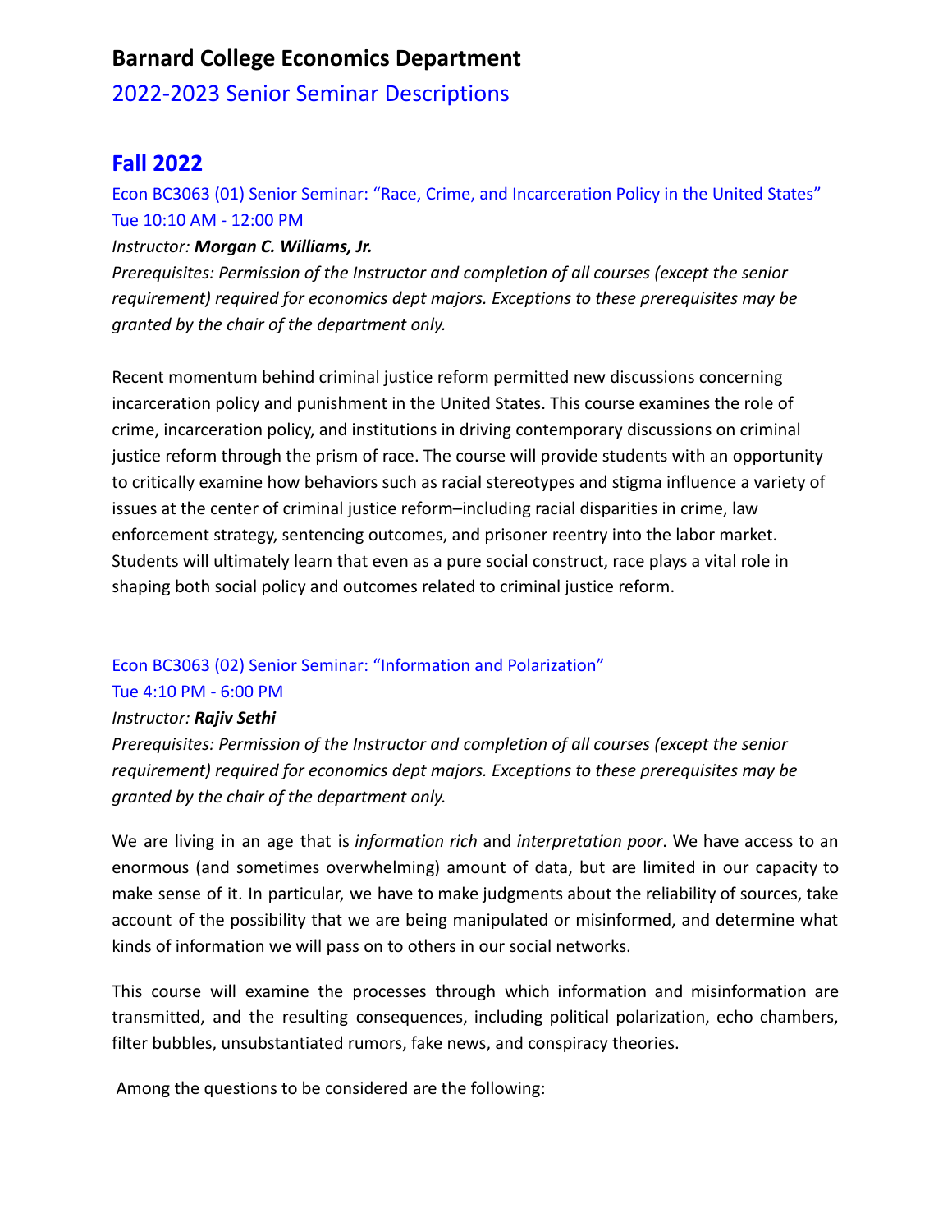# Barnard College Economics Department

## 2022-2023 Senior Seminar Descriptions

## Fall 2022

### Econ BC3063 (01) Senior Seminar: "Race, Crime, and Incarceration Policy in the United States"
Tue 10:10 AM - 12:00 PM

*Instructor:* ***Morgan C. Williams, Jr.***

*Prerequisites: Permission of the Instructor and completion of all courses (except the senior requirement) required for economics dept majors. Exceptions to these prerequisites may be granted by the chair of the department only.*

Recent momentum behind criminal justice reform permitted new discussions concerning incarceration policy and punishment in the United States. This course examines the role of crime, incarceration policy, and institutions in driving contemporary discussions on criminal justice reform through the prism of race. The course will provide students with an opportunity to critically examine how behaviors such as racial stereotypes and stigma influence a variety of issues at the center of criminal justice reform–including racial disparities in crime, law enforcement strategy, sentencing outcomes, and prisoner reentry into the labor market. Students will ultimately learn that even as a pure social construct, race plays a vital role in shaping both social policy and outcomes related to criminal justice reform.

### Econ BC3063 (02) Senior Seminar: "Information and Polarization"
Tue 4:10 PM - 6:00 PM

*Instructor:* ***Rajiv Sethi***

*Prerequisites: Permission of the Instructor and completion of all courses (except the senior requirement) required for economics dept majors. Exceptions to these prerequisites may be granted by the chair of the department only.*

We are living in an age that is *information rich* and *interpretation poor*. We have access to an enormous (and sometimes overwhelming) amount of data, but are limited in our capacity to make sense of it. In particular, we have to make judgments about the reliability of sources, take account of the possibility that we are being manipulated or misinformed, and determine what kinds of information we will pass on to others in our social networks.

This course will examine the processes through which information and misinformation are transmitted, and the resulting consequences, including political polarization, echo chambers, filter bubbles, unsubstantiated rumors, fake news, and conspiracy theories.

Among the questions to be considered are the following: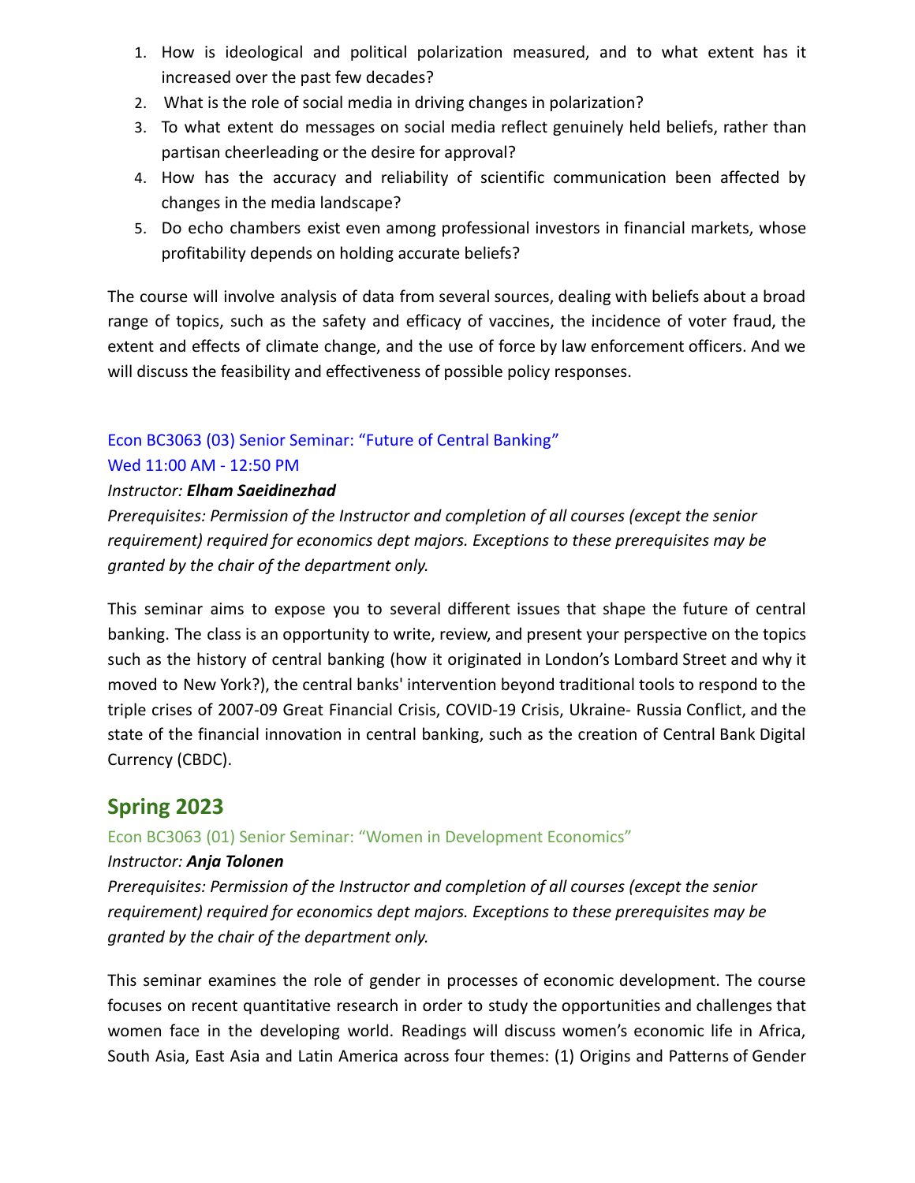1. How is ideological and political polarization measured, and to what extent has it increased over the past few decades?
2. What is the role of social media in driving changes in polarization?
3. To what extent do messages on social media reflect genuinely held beliefs, rather than partisan cheerleading or the desire for approval?
4. How has the accuracy and reliability of scientific communication been affected by changes in the media landscape?
5. Do echo chambers exist even among professional investors in financial markets, whose profitability depends on holding accurate beliefs?

The course will involve analysis of data from several sources, dealing with beliefs about a broad range of topics, such as the safety and efficacy of vaccines, the incidence of voter fraud, the extent and effects of climate change, and the use of force by law enforcement officers. And we will discuss the feasibility and effectiveness of possible policy responses.

Econ BC3063 (03) Senior Seminar: "Future of Central Banking"
Wed 11:00 AM - 12:50 PM

*Instructor: **Elham Saeidinezhad***

*Prerequisites: Permission of the Instructor and completion of all courses (except the senior requirement) required for economics dept majors. Exceptions to these prerequisites may be granted by the chair of the department only.*

This seminar aims to expose you to several different issues that shape the future of central banking. The class is an opportunity to write, review, and present your perspective on the topics such as the history of central banking (how it originated in London's Lombard Street and why it moved to New York?), the central banks' intervention beyond traditional tools to respond to the triple crises of 2007-09 Great Financial Crisis, COVID-19 Crisis, Ukraine- Russia Conflict, and the state of the financial innovation in central banking, such as the creation of Central Bank Digital Currency (CBDC).

## Spring 2023

Econ BC3063 (01) Senior Seminar: "Women in Development Economics"

*Instructor: **Anja Tolonen***

*Prerequisites: Permission of the Instructor and completion of all courses (except the senior requirement) required for economics dept majors. Exceptions to these prerequisites may be granted by the chair of the department only.*

This seminar examines the role of gender in processes of economic development. The course focuses on recent quantitative research in order to study the opportunities and challenges that women face in the developing world. Readings will discuss women's economic life in Africa, South Asia, East Asia and Latin America across four themes: (1) Origins and Patterns of Gender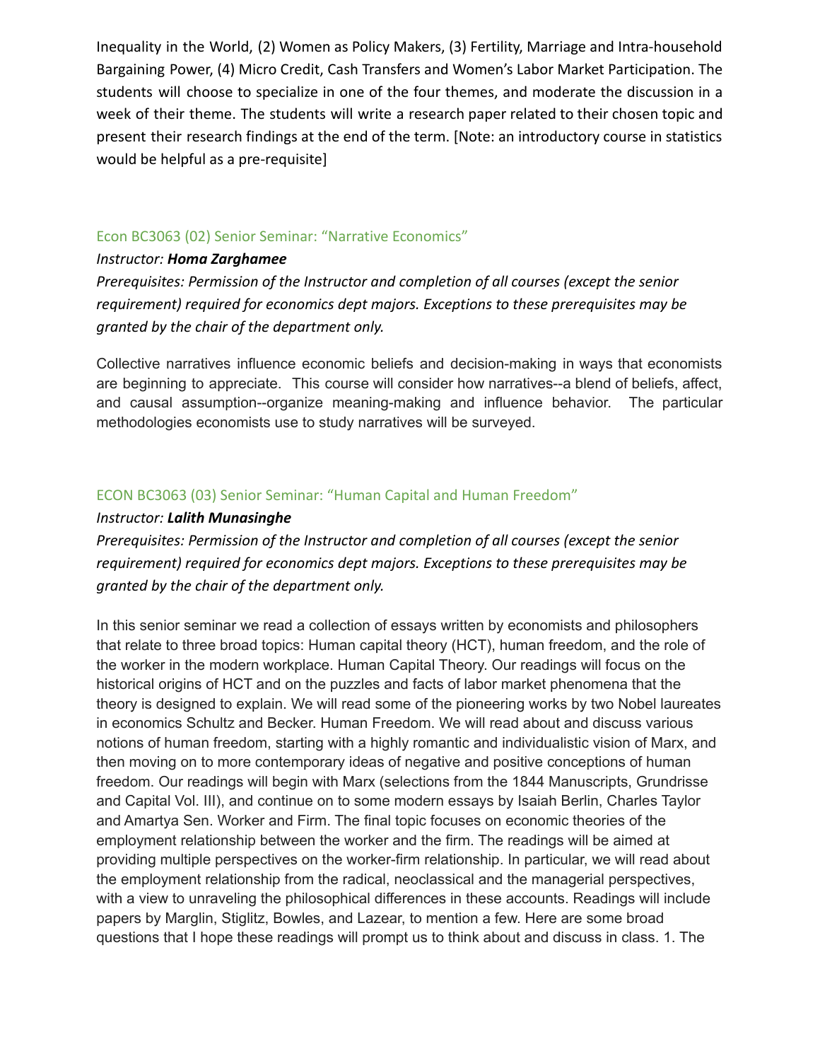Inequality in the World, (2) Women as Policy Makers, (3) Fertility, Marriage and Intra-household Bargaining Power, (4) Micro Credit, Cash Transfers and Women's Labor Market Participation. The students will choose to specialize in one of the four themes, and moderate the discussion in a week of their theme. The students will write a research paper related to their chosen topic and present their research findings at the end of the term. [Note: an introductory course in statistics would be helpful as a pre-requisite]

### Econ BC3063 (02) Senior Seminar: "Narrative Economics"

*Instructor:* ***Homa Zarghamee***

*Prerequisites: Permission of the Instructor and completion of all courses (except the senior requirement) required for economics dept majors. Exceptions to these prerequisites may be granted by the chair of the department only.*

Collective narratives influence economic beliefs and decision-making in ways that economists are beginning to appreciate. This course will consider how narratives--a blend of beliefs, affect, and causal assumption--organize meaning-making and influence behavior. The particular methodologies economists use to study narratives will be surveyed.

### ECON BC3063 (03) Senior Seminar: "Human Capital and Human Freedom"

*Instructor:* ***Lalith Munasinghe***

*Prerequisites: Permission of the Instructor and completion of all courses (except the senior requirement) required for economics dept majors. Exceptions to these prerequisites may be granted by the chair of the department only.*

In this senior seminar we read a collection of essays written by economists and philosophers that relate to three broad topics: Human capital theory (HCT), human freedom, and the role of the worker in the modern workplace. Human Capital Theory. Our readings will focus on the historical origins of HCT and on the puzzles and facts of labor market phenomena that the theory is designed to explain. We will read some of the pioneering works by two Nobel laureates in economics Schultz and Becker. Human Freedom. We will read about and discuss various notions of human freedom, starting with a highly romantic and individualistic vision of Marx, and then moving on to more contemporary ideas of negative and positive conceptions of human freedom. Our readings will begin with Marx (selections from the 1844 Manuscripts, Grundrisse and Capital Vol. III), and continue on to some modern essays by Isaiah Berlin, Charles Taylor and Amartya Sen. Worker and Firm. The final topic focuses on economic theories of the employment relationship between the worker and the firm. The readings will be aimed at providing multiple perspectives on the worker-firm relationship. In particular, we will read about the employment relationship from the radical, neoclassical and the managerial perspectives, with a view to unraveling the philosophical differences in these accounts. Readings will include papers by Marglin, Stiglitz, Bowles, and Lazear, to mention a few. Here are some broad questions that I hope these readings will prompt us to think about and discuss in class. 1. The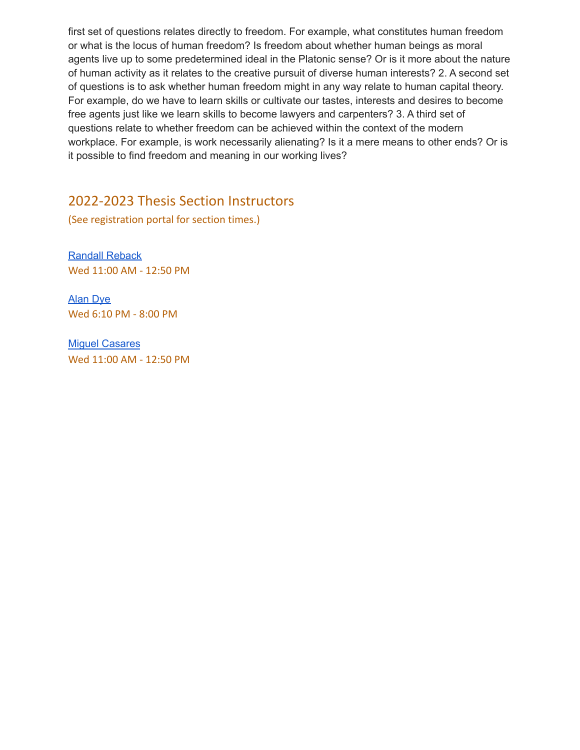first set of questions relates directly to freedom. For example, what constitutes human freedom or what is the locus of human freedom? Is freedom about whether human beings as moral agents live up to some predetermined ideal in the Platonic sense? Or is it more about the nature of human activity as it relates to the creative pursuit of diverse human interests? 2. A second set of questions is to ask whether human freedom might in any way relate to human capital theory. For example, do we have to learn skills or cultivate our tastes, interests and desires to become free agents just like we learn skills to become lawyers and carpenters? 3. A third set of questions relate to whether freedom can be achieved within the context of the modern workplace. For example, is work necessarily alienating? Is it a mere means to other ends? Or is it possible to find freedom and meaning in our working lives?

## 2022-2023 Thesis Section Instructors

(See registration portal for section times.)

Randall Reback
Wed 11:00 AM - 12:50 PM

Alan Dye
Wed 6:10 PM - 8:00 PM

Miguel Casares
Wed 11:00 AM - 12:50 PM